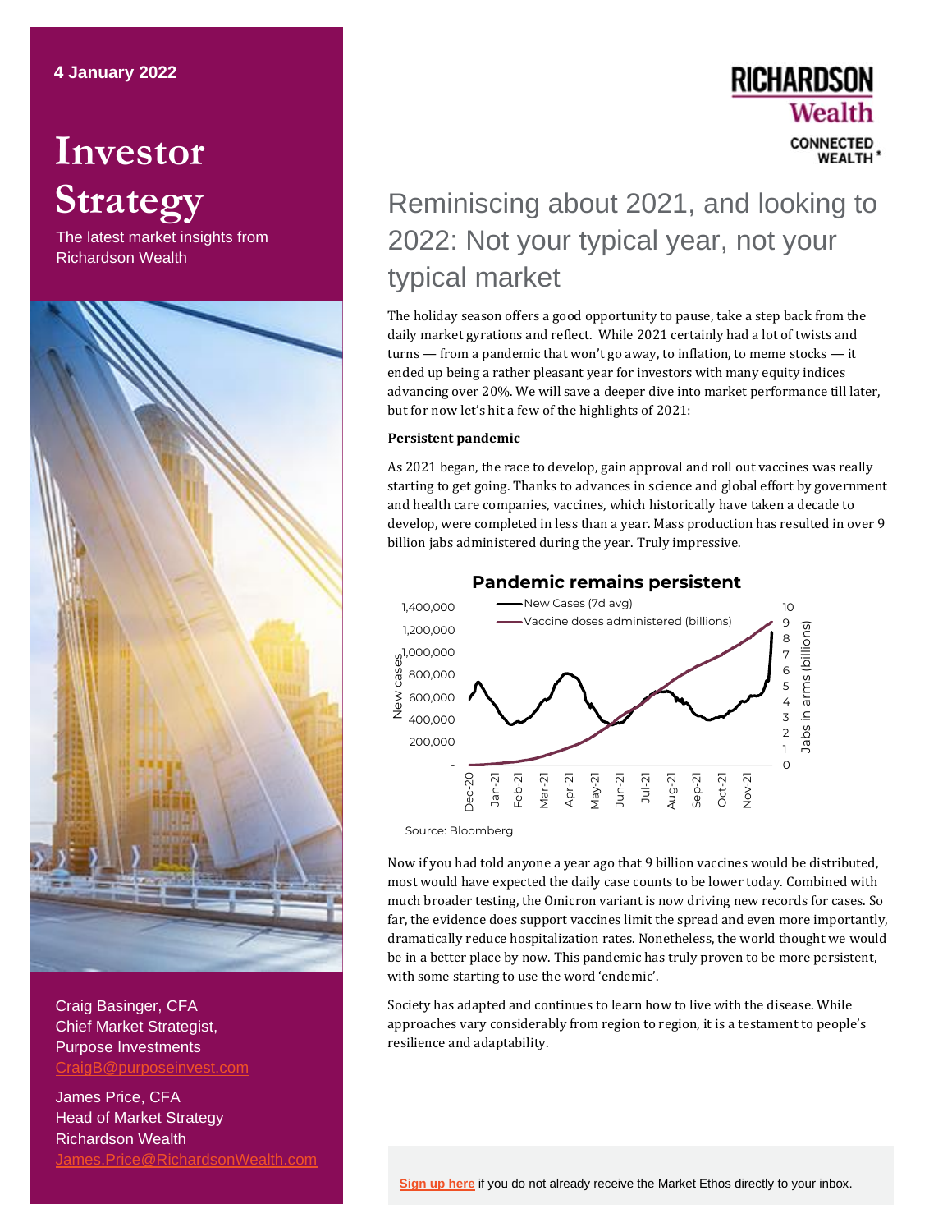4 January 2022

# Investor Strategy

The latest market insights from Richardson Wealth

Craig Basinger, CFA
Chief Market Strategist,
Purpose Investments
CraigB@purposeinvest.com

James Price, CFA
Head of Market Strategy
Richardson Wealth
James.Price@RichardsonWealth.com

RICHARDSON Wealth
CONNECTED WEALTH

## Reminiscing about 2021, and looking to 2022: Not your typical year, not your typical market

The holiday season offers a good opportunity to pause, take a step back from the daily market gyrations and reflect. While 2021 certainly had a lot of twists and turns — from a pandemic that won't go away, to inflation, to meme stocks — it ended up being a rather pleasant year for investors with many equity indices advancing over 20%. We will save a deeper dive into market performance till later, but for now let's hit a few of the highlights of 2021:

**Persistent pandemic**

As 2021 began, the race to develop, gain approval and roll out vaccines was really starting to get going. Thanks to advances in science and global effort by government and health care companies, vaccines, which historically have taken a decade to develop, were completed in less than a year. Mass production has resulted in over 9 billion jabs administered during the year. Truly impressive.

**Pandemic remains persistent**

Source: Bloomberg

Now if you had told anyone a year ago that 9 billion vaccines would be distributed, most would have expected the daily case counts to be lower today. Combined with much broader testing, the Omicron variant is now driving new records for cases. So far, the evidence does support vaccines limit the spread and even more importantly, dramatically reduce hospitalization rates. Nonetheless, the world thought we would be in a better place by now. This pandemic has truly proven to be more persistent, with some starting to use the word 'endemic'.

Society has adapted and continues to learn how to live with the disease. While approaches vary considerably from region to region, it is a testament to people's resilience and adaptability.

**Sign up here** if you do not already receive the Market Ethos directly to your inbox.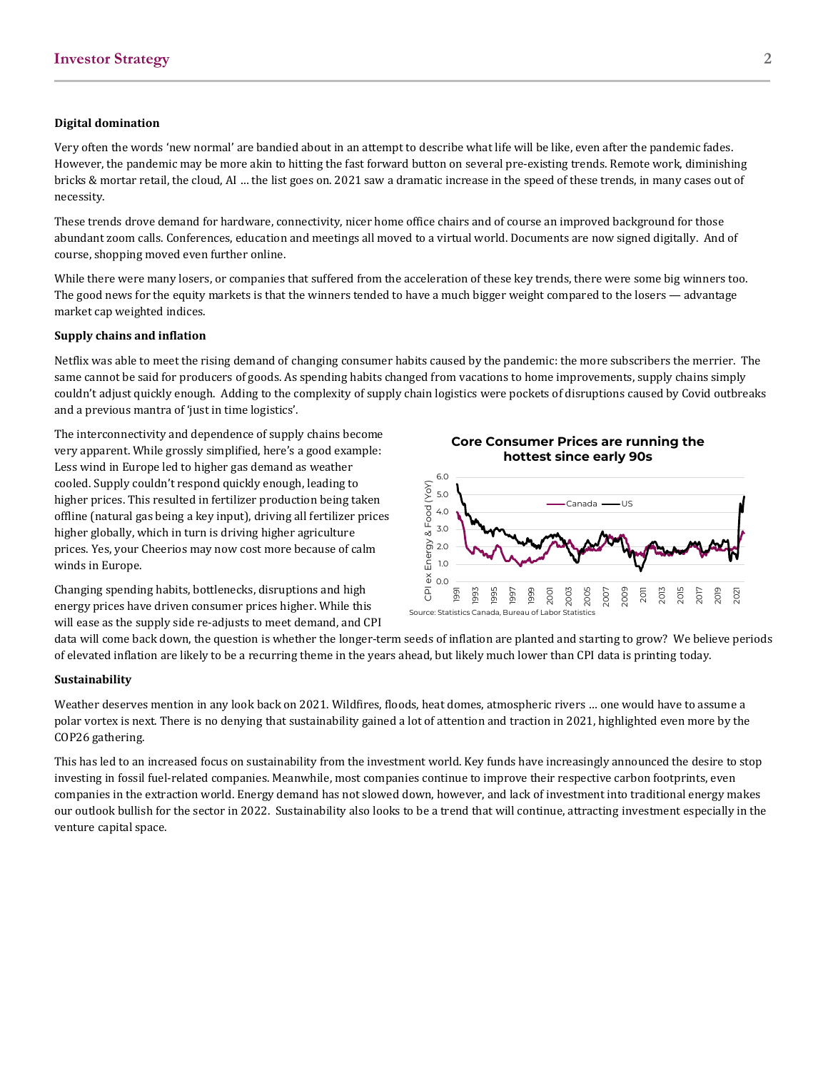**Digital domination**

Very often the words 'new normal' are bandied about in an attempt to describe what life will be like, even after the pandemic fades. However, the pandemic may be more akin to hitting the fast forward button on several pre-existing trends. Remote work, diminishing bricks & mortar retail, the cloud, AI … the list goes on. 2021 saw a dramatic increase in the speed of these trends, in many cases out of necessity.

These trends drove demand for hardware, connectivity, nicer home office chairs and of course an improved background for those abundant zoom calls. Conferences, education and meetings all moved to a virtual world. Documents are now signed digitally. And of course, shopping moved even further online.

While there were many losers, or companies that suffered from the acceleration of these key trends, there were some big winners too. The good news for the equity markets is that the winners tended to have a much bigger weight compared to the losers — advantage market cap weighted indices.

**Supply chains and inflation**

Netflix was able to meet the rising demand of changing consumer habits caused by the pandemic: the more subscribers the merrier. The same cannot be said for producers of goods. As spending habits changed from vacations to home improvements, supply chains simply couldn't adjust quickly enough. Adding to the complexity of supply chain logistics were pockets of disruptions caused by Covid outbreaks and a previous mantra of 'just in time logistics'.

The interconnectivity and dependence of supply chains become very apparent. While grossly simplified, here's a good example: Less wind in Europe led to higher gas demand as weather cooled. Supply couldn't respond quickly enough, leading to higher prices. This resulted in fertilizer production being taken offline (natural gas being a key input), driving all fertilizer prices higher globally, which in turn is driving higher agriculture prices. Yes, your Cheerios may now cost more because of calm winds in Europe.

**Core Consumer Prices are running the hottest since early 90s**

Source: Statistics Canada, Bureau of Labor Statistics

Changing spending habits, bottlenecks, disruptions and high energy prices have driven consumer prices higher. While this will ease as the supply side re-adjusts to meet demand, and CPI data will come back down, the question is whether the longer-term seeds of inflation are planted and starting to grow? We believe periods of elevated inflation are likely to be a recurring theme in the years ahead, but likely much lower than CPI data is printing today.

**Sustainability**

Weather deserves mention in any look back on 2021. Wildfires, floods, heat domes, atmospheric rivers … one would have to assume a polar vortex is next. There is no denying that sustainability gained a lot of attention and traction in 2021, highlighted even more by the COP26 gathering.

This has led to an increased focus on sustainability from the investment world. Key funds have increasingly announced the desire to stop investing in fossil fuel-related companies. Meanwhile, most companies continue to improve their respective carbon footprints, even companies in the extraction world. Energy demand has not slowed down, however, and lack of investment into traditional energy makes our outlook bullish for the sector in 2022. Sustainability also looks to be a trend that will continue, attracting investment especially in the venture capital space.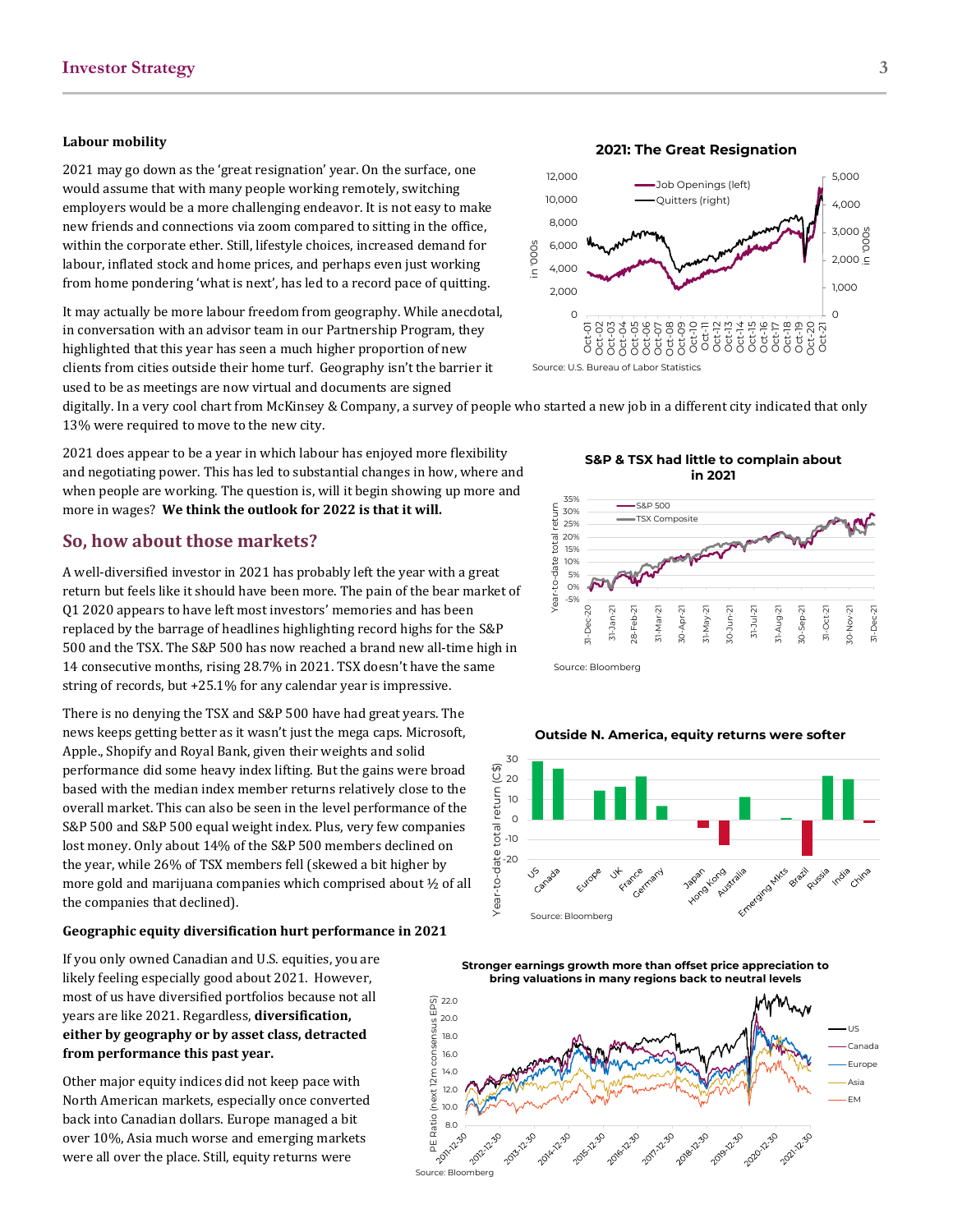### Labour mobility

2021 may go down as the 'great resignation' year. On the surface, one would assume that with many people working remotely, switching employers would be a more challenging endeavor. It is not easy to make new friends and connections via zoom compared to sitting in the office, within the corporate ether. Still, lifestyle choices, increased demand for labour, inflated stock and home prices, and perhaps even just working from home pondering 'what is next', has led to a record pace of quitting.

It may actually be more labour freedom from geography. While anecdotal, in conversation with an advisor team in our Partnership Program, they highlighted that this year has seen a much higher proportion of new clients from cities outside their home turf. Geography isn't the barrier it used to be as meetings are now virtual and documents are signed digitally. In a very cool chart from McKinsey & Company, a survey of people who started a new job in a different city indicated that only 13% were required to move to the new city.

**2021: The Great Resignation**

Source: U.S. Bureau of Labor Statistics

2021 does appear to be a year in which labour has enjoyed more flexibility and negotiating power. This has led to substantial changes in how, where and when people are working. The question is, will it begin showing up more and more in wages? **We think the outlook for 2022 is that it will.**

## So, how about those markets?

A well-diversified investor in 2021 has probably left the year with a great return but feels like it should have been more. The pain of the bear market of Q1 2020 appears to have left most investors' memories and has been replaced by the barrage of headlines highlighting record highs for the S&P 500 and the TSX. The S&P 500 has now reached a brand new all-time high in 14 consecutive months, rising 28.7% in 2021. TSX doesn't have the same string of records, but +25.1% for any calendar year is impressive.

**S&P & TSX had little to complain about in 2021**

Source: Bloomberg

There is no denying the TSX and S&P 500 have had great years. The news keeps getting better as it wasn't just the mega caps. Microsoft, Apple., Shopify and Royal Bank, given their weights and solid performance did some heavy index lifting. But the gains were broad based with the median index member returns relatively close to the overall market. This can also be seen in the level performance of the S&P 500 and S&P 500 equal weight index. Plus, very few companies lost money. Only about 14% of the S&P 500 members declined on the year, while 26% of TSX members fell (skewed a bit higher by more gold and marijuana companies which comprised about ½ of all the companies that declined).

**Outside N. America, equity returns were softer**

Source: Bloomberg

### Geographic equity diversification hurt performance in 2021

If you only owned Canadian and U.S. equities, you are likely feeling especially good about 2021. However, most of us have diversified portfolios because not all years are like 2021. Regardless, **diversification, either by geography or by asset class, detracted from performance this past year.**

Other major equity indices did not keep pace with North American markets, especially once converted back into Canadian dollars. Europe managed a bit over 10%, Asia much worse and emerging markets were all over the place. Still, equity returns were

**Stronger earnings growth more than offset price appreciation to bring valuations in many regions back to neutral levels**

Source: Bloomberg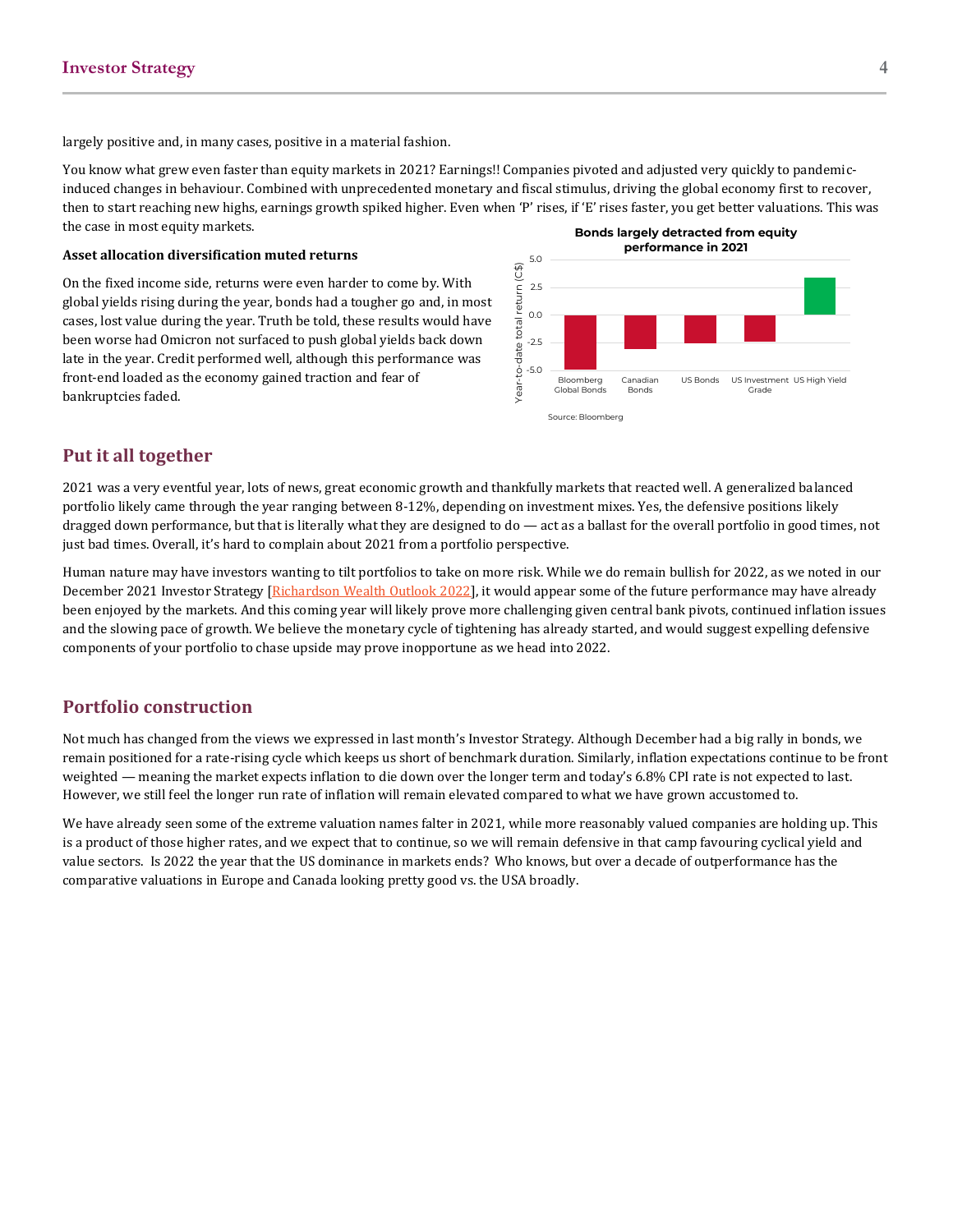largely positive and, in many cases, positive in a material fashion.

You know what grew even faster than equity markets in 2021? Earnings!! Companies pivoted and adjusted very quickly to pandemic-induced changes in behaviour. Combined with unprecedented monetary and fiscal stimulus, driving the global economy first to recover, then to start reaching new highs, earnings growth spiked higher. Even when 'P' rises, if 'E' rises faster, you get better valuations. This was the case in most equity markets.

**Asset allocation diversification muted returns**

On the fixed income side, returns were even harder to come by. With global yields rising during the year, bonds had a tougher go and, in most cases, lost value during the year. Truth be told, these results would have been worse had Omicron not surfaced to push global yields back down late in the year. Credit performed well, although this performance was front-end loaded as the economy gained traction and fear of bankruptcies faded.

**Bonds largely detracted from equity performance in 2021**

Source: Bloomberg

## Put it all together

2021 was a very eventful year, lots of news, great economic growth and thankfully markets that reacted well. A generalized balanced portfolio likely came through the year ranging between 8-12%, depending on investment mixes. Yes, the defensive positions likely dragged down performance, but that is literally what they are designed to do — act as a ballast for the overall portfolio in good times, not just bad times. Overall, it's hard to complain about 2021 from a portfolio perspective.

Human nature may have investors wanting to tilt portfolios to take on more risk. While we do remain bullish for 2022, as we noted in our December 2021 Investor Strategy [Richardson Wealth Outlook 2022], it would appear some of the future performance may have already been enjoyed by the markets. And this coming year will likely prove more challenging given central bank pivots, continued inflation issues and the slowing pace of growth. We believe the monetary cycle of tightening has already started, and would suggest expelling defensive components of your portfolio to chase upside may prove inopportune as we head into 2022.

## Portfolio construction

Not much has changed from the views we expressed in last month's Investor Strategy. Although December had a big rally in bonds, we remain positioned for a rate-rising cycle which keeps us short of benchmark duration. Similarly, inflation expectations continue to be front weighted — meaning the market expects inflation to die down over the longer term and today's 6.8% CPI rate is not expected to last. However, we still feel the longer run rate of inflation will remain elevated compared to what we have grown accustomed to.

We have already seen some of the extreme valuation names falter in 2021, while more reasonably valued companies are holding up. This is a product of those higher rates, and we expect that to continue, so we will remain defensive in that camp favouring cyclical yield and value sectors. Is 2022 the year that the US dominance in markets ends? Who knows, but over a decade of outperformance has the comparative valuations in Europe and Canada looking pretty good vs. the USA broadly.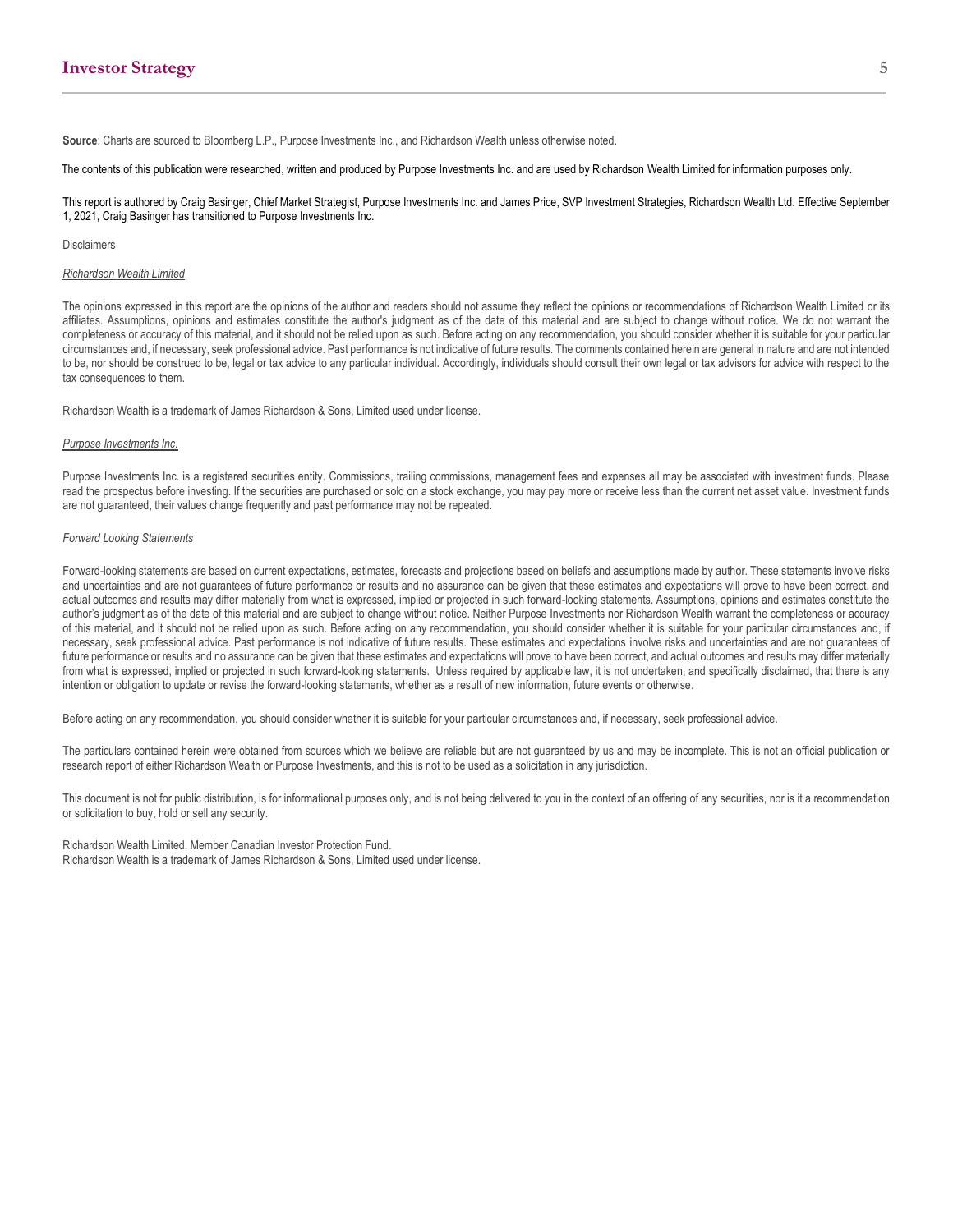**Source**: Charts are sourced to Bloomberg L.P., Purpose Investments Inc., and Richardson Wealth unless otherwise noted.

The contents of this publication were researched, written and produced by Purpose Investments Inc. and are used by Richardson Wealth Limited for information purposes only.

This report is authored by Craig Basinger, Chief Market Strategist, Purpose Investments Inc. and James Price, SVP Investment Strategies, Richardson Wealth Ltd. Effective September 1, 2021, Craig Basinger has transitioned to Purpose Investments Inc.

Disclaimers

*Richardson Wealth Limited*

The opinions expressed in this report are the opinions of the author and readers should not assume they reflect the opinions or recommendations of Richardson Wealth Limited or its affiliates. Assumptions, opinions and estimates constitute the author's judgment as of the date of this material and are subject to change without notice. We do not warrant the completeness or accuracy of this material, and it should not be relied upon as such. Before acting on any recommendation, you should consider whether it is suitable for your particular circumstances and, if necessary, seek professional advice. Past performance is not indicative of future results. The comments contained herein are general in nature and are not intended to be, nor should be construed to be, legal or tax advice to any particular individual. Accordingly, individuals should consult their own legal or tax advisors for advice with respect to the tax consequences to them.

Richardson Wealth is a trademark of James Richardson & Sons, Limited used under license.

*Purpose Investments Inc.*

Purpose Investments Inc. is a registered securities entity. Commissions, trailing commissions, management fees and expenses all may be associated with investment funds. Please read the prospectus before investing. If the securities are purchased or sold on a stock exchange, you may pay more or receive less than the current net asset value. Investment funds are not guaranteed, their values change frequently and past performance may not be repeated.

*Forward Looking Statements*

Forward-looking statements are based on current expectations, estimates, forecasts and projections based on beliefs and assumptions made by author. These statements involve risks and uncertainties and are not guarantees of future performance or results and no assurance can be given that these estimates and expectations will prove to have been correct, and actual outcomes and results may differ materially from what is expressed, implied or projected in such forward-looking statements. Assumptions, opinions and estimates constitute the author's judgment as of the date of this material and are subject to change without notice. Neither Purpose Investments nor Richardson Wealth warrant the completeness or accuracy of this material, and it should not be relied upon as such. Before acting on any recommendation, you should consider whether it is suitable for your particular circumstances and, if necessary, seek professional advice. Past performance is not indicative of future results. These estimates and expectations involve risks and uncertainties and are not guarantees of future performance or results and no assurance can be given that these estimates and expectations will prove to have been correct, and actual outcomes and results may differ materially from what is expressed, implied or projected in such forward-looking statements. Unless required by applicable law, it is not undertaken, and specifically disclaimed, that there is any intention or obligation to update or revise the forward-looking statements, whether as a result of new information, future events or otherwise.

Before acting on any recommendation, you should consider whether it is suitable for your particular circumstances and, if necessary, seek professional advice.

The particulars contained herein were obtained from sources which we believe are reliable but are not guaranteed by us and may be incomplete. This is not an official publication or research report of either Richardson Wealth or Purpose Investments, and this is not to be used as a solicitation in any jurisdiction.

This document is not for public distribution, is for informational purposes only, and is not being delivered to you in the context of an offering of any securities, nor is it a recommendation or solicitation to buy, hold or sell any security.

Richardson Wealth Limited, Member Canadian Investor Protection Fund.
Richardson Wealth is a trademark of James Richardson & Sons, Limited used under license.